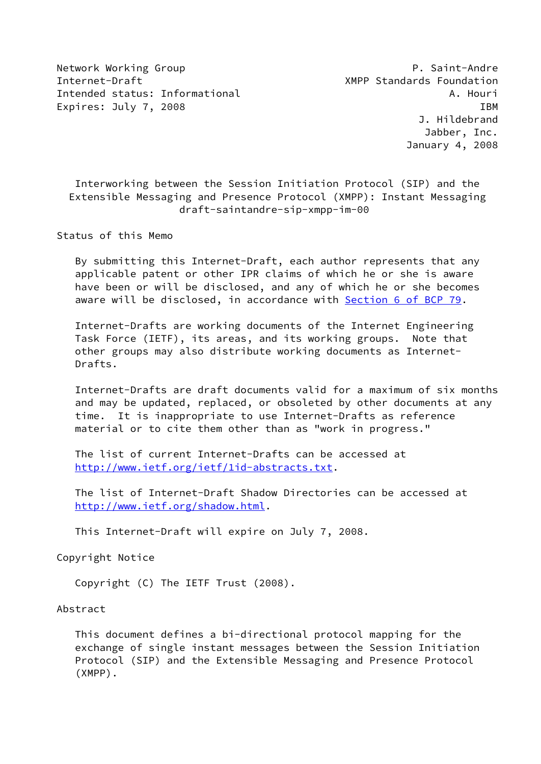Network Working Group P. Saint-Andre
Internet-Draft XMPP Standards Foundation
Intended status: Informational A. Houri
Expires: July 7, 2008 IBM
J. Hildebrand
Jabber, Inc.
January 4, 2008

# Interworking between the Session Initiation Protocol (SIP) and the Extensible Messaging and Presence Protocol (XMPP): Instant Messaging
draft-saintandre-sip-xmpp-im-00

## Status of this Memo

By submitting this Internet-Draft, each author represents that any applicable patent or other IPR claims of which he or she is aware have been or will be disclosed, and any of which he or she becomes aware will be disclosed, in accordance with Section 6 of BCP 79.

Internet-Drafts are working documents of the Internet Engineering Task Force (IETF), its areas, and its working groups. Note that other groups may also distribute working documents as Internet-Drafts.

Internet-Drafts are draft documents valid for a maximum of six months and may be updated, replaced, or obsoleted by other documents at any time. It is inappropriate to use Internet-Drafts as reference material or to cite them other than as "work in progress."

The list of current Internet-Drafts can be accessed at http://www.ietf.org/ietf/1id-abstracts.txt.

The list of Internet-Draft Shadow Directories can be accessed at http://www.ietf.org/shadow.html.

This Internet-Draft will expire on July 7, 2008.

## Copyright Notice

Copyright (C) The IETF Trust (2008).

## Abstract

This document defines a bi-directional protocol mapping for the exchange of single instant messages between the Session Initiation Protocol (SIP) and the Extensible Messaging and Presence Protocol (XMPP).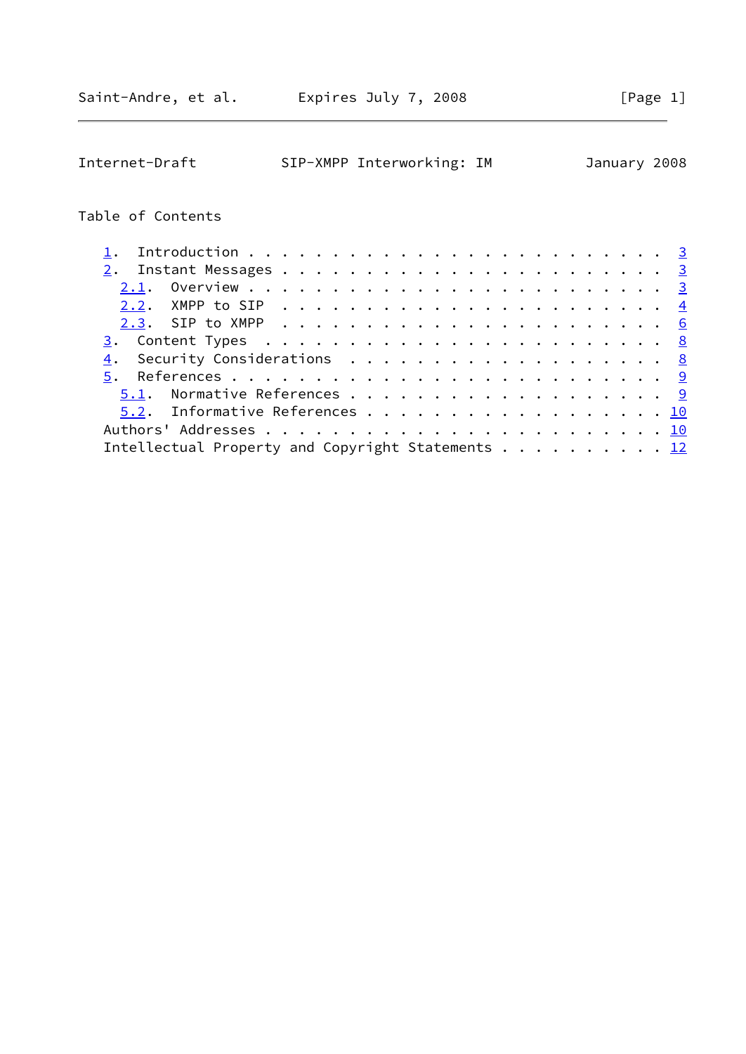## Table of Contents

- 1. Introduction . . . . . . . . . . . . . . . . . . . . . . . . . 3
- 2. Instant Messages . . . . . . . . . . . . . . . . . . . . . . . 3
  - 2.1. Overview . . . . . . . . . . . . . . . . . . . . . . . . . 3
  - 2.2. XMPP to SIP . . . . . . . . . . . . . . . . . . . . . . . 4
  - 2.3. SIP to XMPP . . . . . . . . . . . . . . . . . . . . . . . 6
- 3. Content Types . . . . . . . . . . . . . . . . . . . . . . . . 8
- 4. Security Considerations . . . . . . . . . . . . . . . . . . . 8
- 5. References . . . . . . . . . . . . . . . . . . . . . . . . . . 9
  - 5.1. Normative References . . . . . . . . . . . . . . . . . . . 9
  - 5.2. Informative References . . . . . . . . . . . . . . . . . . 10
- Authors' Addresses . . . . . . . . . . . . . . . . . . . . . . . . 10
- Intellectual Property and Copyright Statements . . . . . . . . . . 12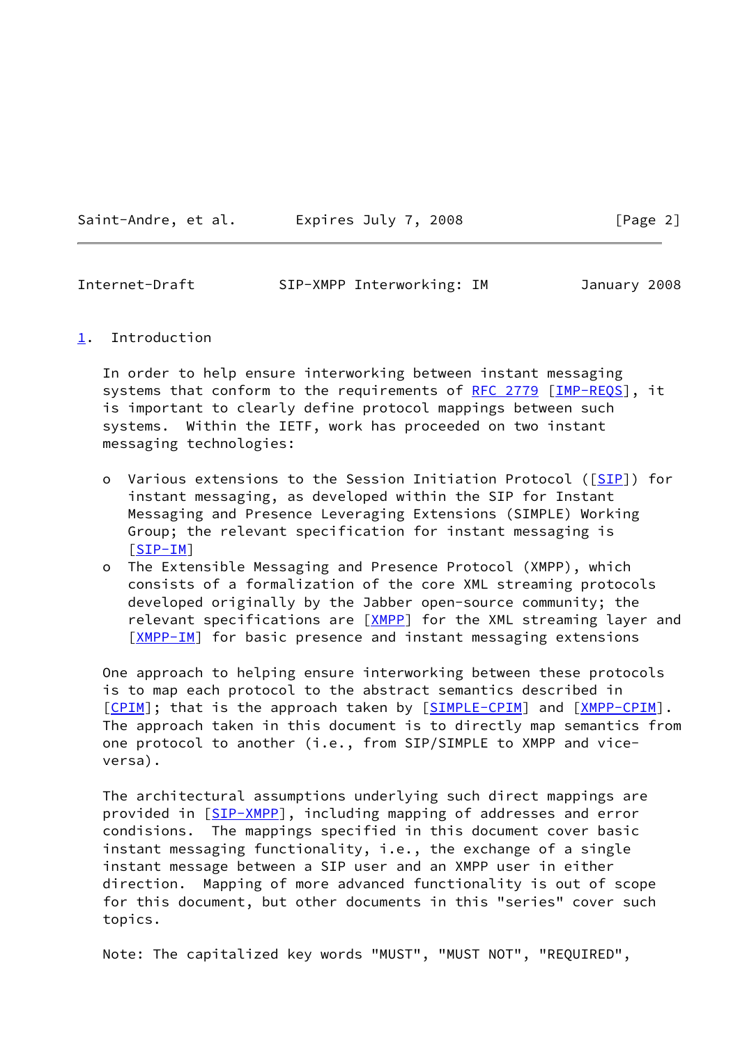## 1. Introduction

In order to help ensure interworking between instant messaging systems that conform to the requirements of RFC 2779 [IMP-REQS], it is important to clearly define protocol mappings between such systems. Within the IETF, work has proceeded on two instant messaging technologies:

- Various extensions to the Session Initiation Protocol ([SIP]) for instant messaging, as developed within the SIP for Instant Messaging and Presence Leveraging Extensions (SIMPLE) Working Group; the relevant specification for instant messaging is [SIP-IM]
- The Extensible Messaging and Presence Protocol (XMPP), which consists of a formalization of the core XML streaming protocols developed originally by the Jabber open-source community; the relevant specifications are [XMPP] for the XML streaming layer and [XMPP-IM] for basic presence and instant messaging extensions

One approach to helping ensure interworking between these protocols is to map each protocol to the abstract semantics described in [CPIM]; that is the approach taken by [SIMPLE-CPIM] and [XMPP-CPIM]. The approach taken in this document is to directly map semantics from one protocol to another (i.e., from SIP/SIMPLE to XMPP and vice-versa).

The architectural assumptions underlying such direct mappings are provided in [SIP-XMPP], including mapping of addresses and error condisions. The mappings specified in this document cover basic instant messaging functionality, i.e., the exchange of a single instant message between a SIP user and an XMPP user in either direction. Mapping of more advanced functionality is out of scope for this document, but other documents in this "series" cover such topics.

Note: The capitalized key words "MUST", "MUST NOT", "REQUIRED",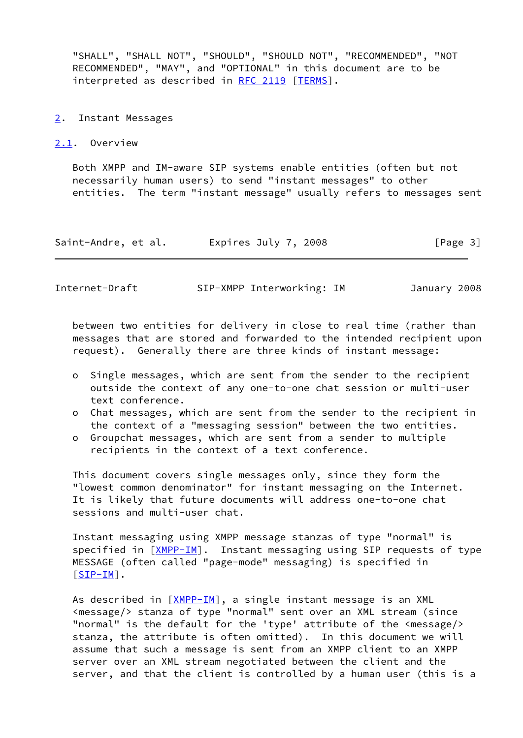"SHALL", "SHALL NOT", "SHOULD", "SHOULD NOT", "RECOMMENDED", "NOT RECOMMENDED", "MAY", and "OPTIONAL" in this document are to be interpreted as described in RFC 2119 [TERMS].

## 2. Instant Messages

### 2.1. Overview

Both XMPP and IM-aware SIP systems enable entities (often but not necessarily human users) to send "instant messages" to other entities. The term "instant message" usually refers to messages sent between two entities for delivery in close to real time (rather than messages that are stored and forwarded to the intended recipient upon request). Generally there are three kinds of instant message:

- Single messages, which are sent from the sender to the recipient outside the context of any one-to-one chat session or multi-user text conference.
- Chat messages, which are sent from the sender to the recipient in the context of a "messaging session" between the two entities.
- Groupchat messages, which are sent from a sender to multiple recipients in the context of a text conference.

This document covers single messages only, since they form the "lowest common denominator" for instant messaging on the Internet. It is likely that future documents will address one-to-one chat sessions and multi-user chat.

Instant messaging using XMPP message stanzas of type "normal" is specified in [XMPP-IM]. Instant messaging using SIP requests of type MESSAGE (often called "page-mode" messaging) is specified in [SIP-IM].

As described in [XMPP-IM], a single instant message is an XML <message/> stanza of type "normal" sent over an XML stream (since "normal" is the default for the 'type' attribute of the <message/> stanza, the attribute is often omitted). In this document we will assume that such a message is sent from an XMPP client to an XMPP server over an XML stream negotiated between the client and the server, and that the client is controlled by a human user (this is a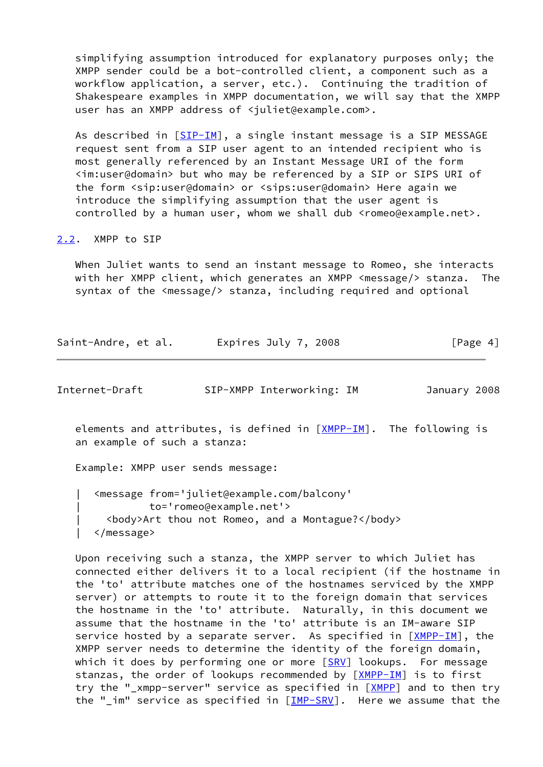simplifying assumption introduced for explanatory purposes only; the XMPP sender could be a bot-controlled client, a component such as a workflow application, a server, etc.). Continuing the tradition of Shakespeare examples in XMPP documentation, we will say that the XMPP user has an XMPP address of <juliet@example.com>.

As described in [SIP-IM], a single instant message is a SIP MESSAGE request sent from a SIP user agent to an intended recipient who is most generally referenced by an Instant Message URI of the form <im:user@domain> but who may be referenced by a SIP or SIPS URI of the form <sip:user@domain> or <sips:user@domain> Here again we introduce the simplifying assumption that the user agent is controlled by a human user, whom we shall dub <romeo@example.net>.

## 2.2. XMPP to SIP

When Juliet wants to send an instant message to Romeo, she interacts with her XMPP client, which generates an XMPP <message/> stanza. The syntax of the <message/> stanza, including required and optional elements and attributes, is defined in [XMPP-IM]. The following is an example of such a stanza:

Example: XMPP user sends message:

```
|  <message from='juliet@example.com/balcony'
|           to='romeo@example.net'>
|    <body>Art thou not Romeo, and a Montague?</body>
|  </message>
```

Upon receiving such a stanza, the XMPP server to which Juliet has connected either delivers it to a local recipient (if the hostname in the 'to' attribute matches one of the hostnames serviced by the XMPP server) or attempts to route it to the foreign domain that services the hostname in the 'to' attribute. Naturally, in this document we assume that the hostname in the 'to' attribute is an IM-aware SIP service hosted by a separate server. As specified in [XMPP-IM], the XMPP server needs to determine the identity of the foreign domain, which it does by performing one or more [SRV] lookups. For message stanzas, the order of lookups recommended by [XMPP-IM] is to first try the "_xmpp-server" service as specified in [XMPP] and to then try the "_im" service as specified in [IMP-SRV]. Here we assume that the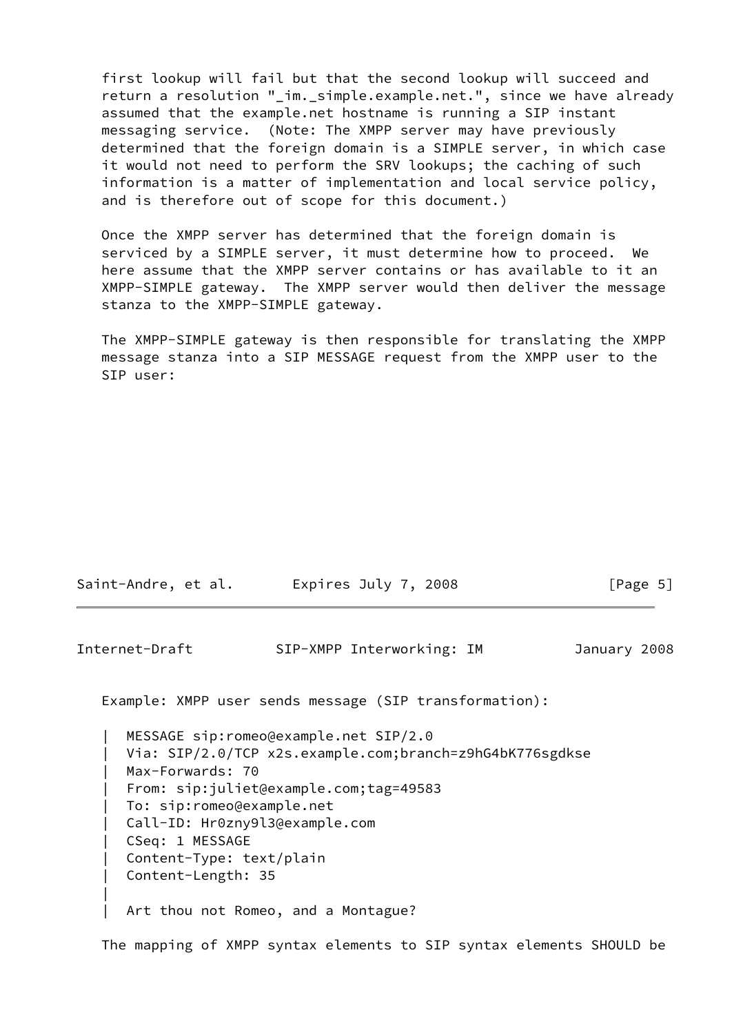first lookup will fail but that the second lookup will succeed and return a resolution "_im._simple.example.net.", since we have already assumed that the example.net hostname is running a SIP instant messaging service. (Note: The XMPP server may have previously determined that the foreign domain is a SIMPLE server, in which case it would not need to perform the SRV lookups; the caching of such information is a matter of implementation and local service policy, and is therefore out of scope for this document.)

Once the XMPP server has determined that the foreign domain is serviced by a SIMPLE server, it must determine how to proceed. We here assume that the XMPP server contains or has available to it an XMPP-SIMPLE gateway. The XMPP server would then deliver the message stanza to the XMPP-SIMPLE gateway.

The XMPP-SIMPLE gateway is then responsible for translating the XMPP message stanza into a SIP MESSAGE request from the XMPP user to the SIP user:

Example: XMPP user sends message (SIP transformation):

```
|  MESSAGE sip:romeo@example.net SIP/2.0
|  Via: SIP/2.0/TCP x2s.example.com;branch=z9hG4bK776sgdkse
|  Max-Forwards: 70
|  From: sip:juliet@example.com;tag=49583
|  To: sip:romeo@example.net
|  Call-ID: Hr0zny9l3@example.com
|  CSeq: 1 MESSAGE
|  Content-Type: text/plain
|  Content-Length: 35
|
|  Art thou not Romeo, and a Montague?
```

The mapping of XMPP syntax elements to SIP syntax elements SHOULD be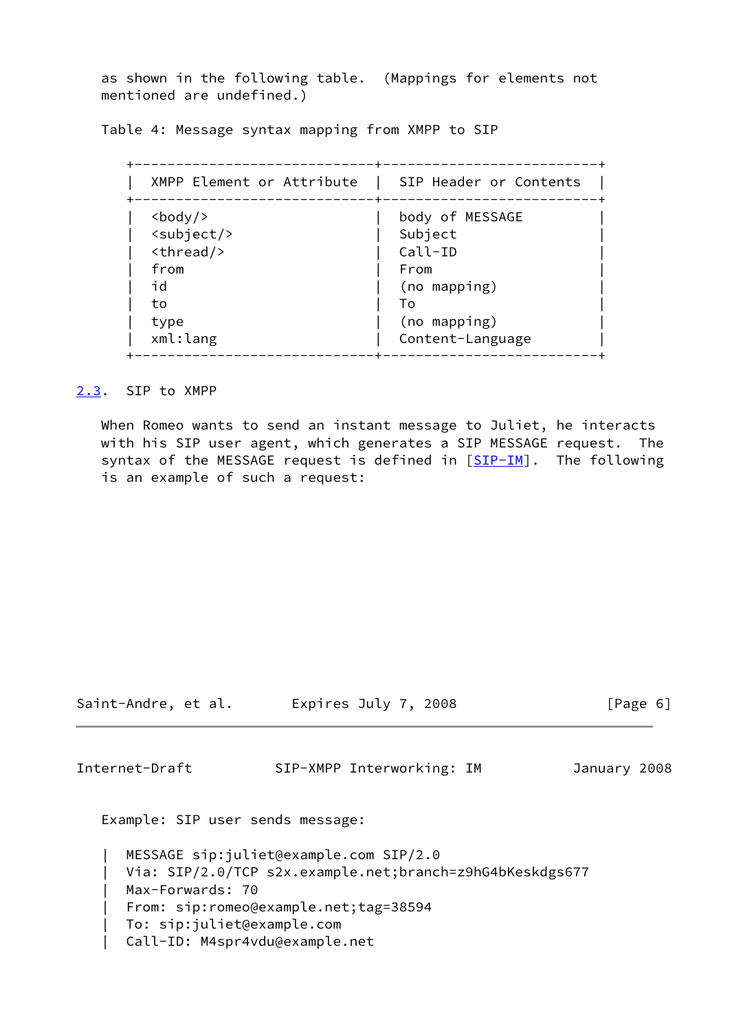as shown in the following table. (Mappings for elements not mentioned are undefined.)

Table 4: Message syntax mapping from XMPP to SIP

| XMPP Element or Attribute | SIP Header or Contents |
| --- | --- |
| <body/> | body of MESSAGE |
| <subject/> | Subject |
| <thread/> | Call-ID |
| from | From |
| id | (no mapping) |
| to | To |
| type | (no mapping) |
| xml:lang | Content-Language |

## 2.3. SIP to XMPP

When Romeo wants to send an instant message to Juliet, he interacts with his SIP user agent, which generates a SIP MESSAGE request. The syntax of the MESSAGE request is defined in [SIP-IM]. The following is an example of such a request:

Example: SIP user sends message:

```
|  MESSAGE sip:juliet@example.com SIP/2.0
|  Via: SIP/2.0/TCP s2x.example.net;branch=z9hG4bKeskdgs677
|  Max-Forwards: 70
|  From: sip:romeo@example.net;tag=38594
|  To: sip:juliet@example.com
|  Call-ID: M4spr4vdu@example.net
```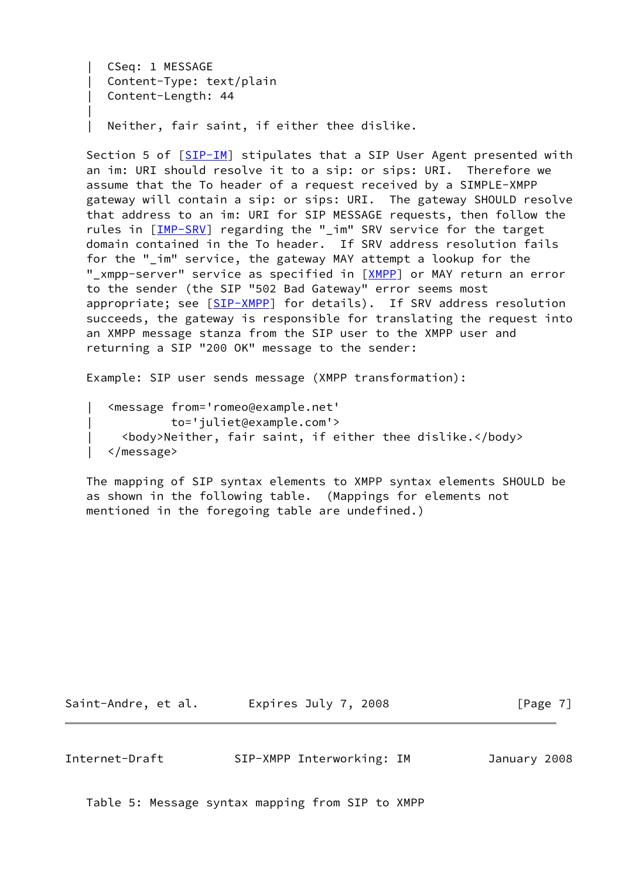```
|  CSeq: 1 MESSAGE
|  Content-Type: text/plain
|  Content-Length: 44
|
|  Neither, fair saint, if either thee dislike.
```

Section 5 of [SIP-IM] stipulates that a SIP User Agent presented with an im: URI should resolve it to a sip: or sips: URI. Therefore we assume that the To header of a request received by a SIMPLE-XMPP gateway will contain a sip: or sips: URI. The gateway SHOULD resolve that address to an im: URI for SIP MESSAGE requests, then follow the rules in [IMP-SRV] regarding the "_im" SRV service for the target domain contained in the To header. If SRV address resolution fails for the "_im" service, the gateway MAY attempt a lookup for the "_xmpp-server" service as specified in [XMPP] or MAY return an error to the sender (the SIP "502 Bad Gateway" error seems most appropriate; see [SIP-XMPP] for details). If SRV address resolution succeeds, the gateway is responsible for translating the request into an XMPP message stanza from the SIP user to the XMPP user and returning a SIP "200 OK" message to the sender:

Example: SIP user sends message (XMPP transformation):

```
|  <message from='romeo@example.net'
|           to='juliet@example.com'>
|    <body>Neither, fair saint, if either thee dislike.</body>
|  </message>
```

The mapping of SIP syntax elements to XMPP syntax elements SHOULD be as shown in the following table. (Mappings for elements not mentioned in the foregoing table are undefined.)

Table 5: Message syntax mapping from SIP to XMPP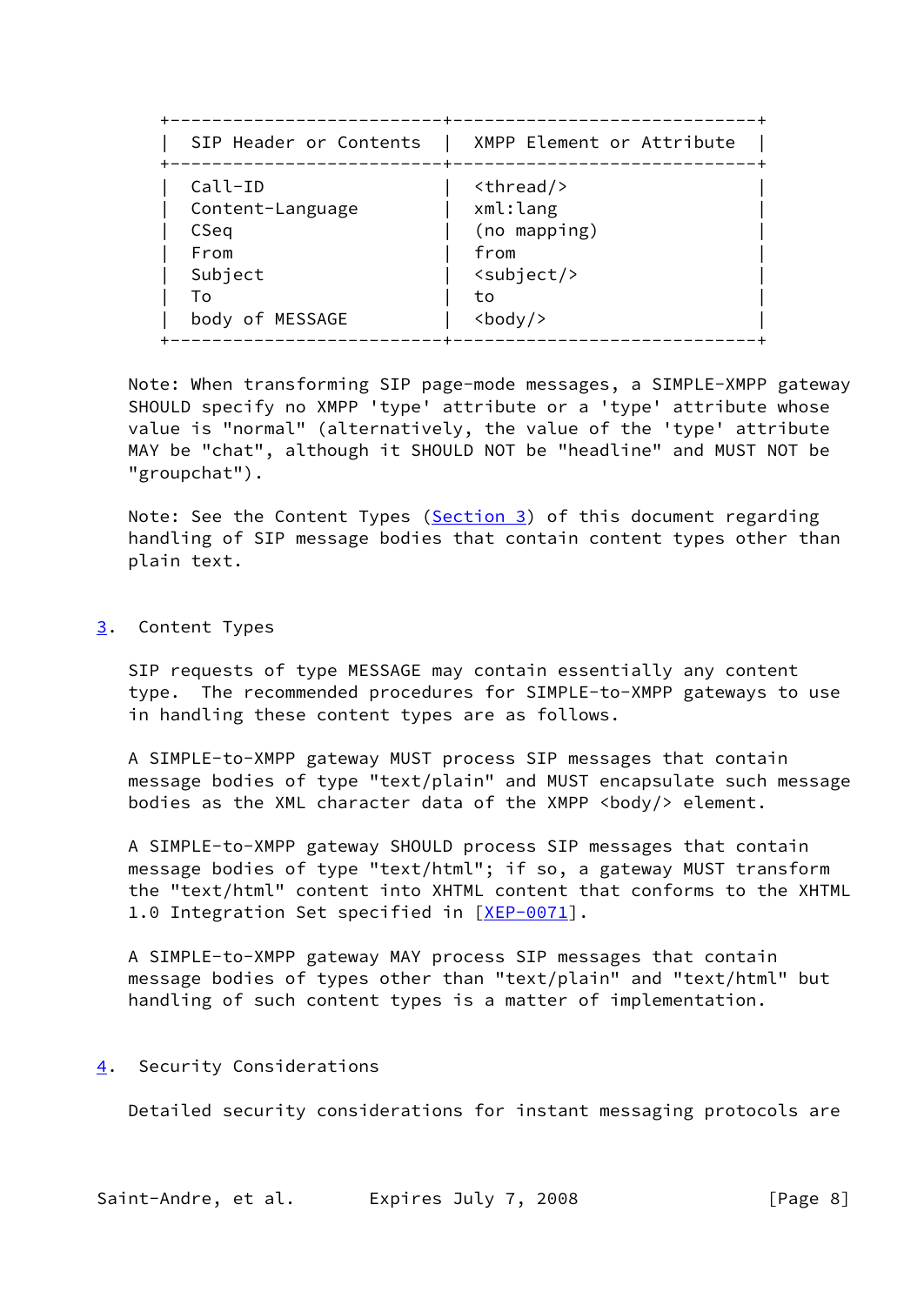| SIP Header or Contents | XMPP Element or Attribute |
| --- | --- |
| Call-ID | <thread/> |
| Content-Language | xml:lang |
| CSeq | (no mapping) |
| From | from |
| Subject | <subject/> |
| To | to |
| body of MESSAGE | <body/> |

Note: When transforming SIP page-mode messages, a SIMPLE-XMPP gateway SHOULD specify no XMPP 'type' attribute or a 'type' attribute whose value is "normal" (alternatively, the value of the 'type' attribute MAY be "chat", although it SHOULD NOT be "headline" and MUST NOT be "groupchat").

Note: See the Content Types (Section 3) of this document regarding handling of SIP message bodies that contain content types other than plain text.

## 3. Content Types

SIP requests of type MESSAGE may contain essentially any content type. The recommended procedures for SIMPLE-to-XMPP gateways to use in handling these content types are as follows.

A SIMPLE-to-XMPP gateway MUST process SIP messages that contain message bodies of type "text/plain" and MUST encapsulate such message bodies as the XML character data of the XMPP <body/> element.

A SIMPLE-to-XMPP gateway SHOULD process SIP messages that contain message bodies of type "text/html"; if so, a gateway MUST transform the "text/html" content into XHTML content that conforms to the XHTML 1.0 Integration Set specified in [XEP-0071].

A SIMPLE-to-XMPP gateway MAY process SIP messages that contain message bodies of types other than "text/plain" and "text/html" but handling of such content types is a matter of implementation.

## 4. Security Considerations

Detailed security considerations for instant messaging protocols are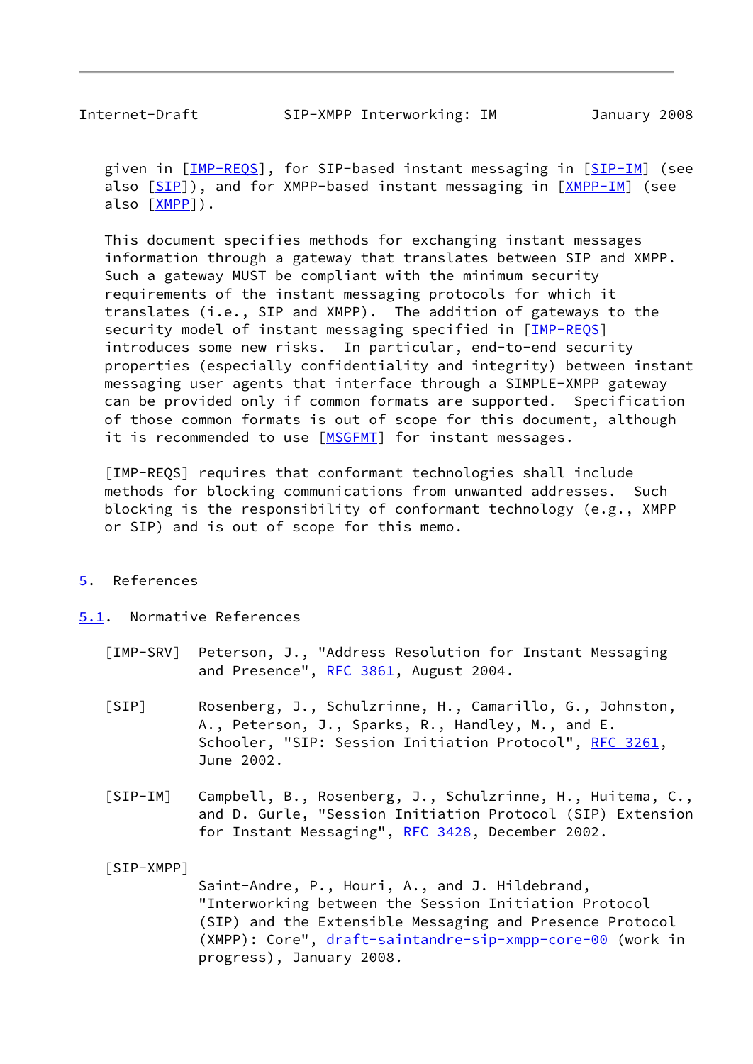given in [IMP-REQS], for SIP-based instant messaging in [SIP-IM] (see also [SIP]), and for XMPP-based instant messaging in [XMPP-IM] (see also [XMPP]).

This document specifies methods for exchanging instant messages information through a gateway that translates between SIP and XMPP. Such a gateway MUST be compliant with the minimum security requirements of the instant messaging protocols for which it translates (i.e., SIP and XMPP). The addition of gateways to the security model of instant messaging specified in [IMP-REQS] introduces some new risks. In particular, end-to-end security properties (especially confidentiality and integrity) between instant messaging user agents that interface through a SIMPLE-XMPP gateway can be provided only if common formats are supported. Specification of those common formats is out of scope for this document, although it is recommended to use [MSGFMT] for instant messages.

[IMP-REQS] requires that conformant technologies shall include methods for blocking communications from unwanted addresses. Such blocking is the responsibility of conformant technology (e.g., XMPP or SIP) and is out of scope for this memo.

# 5. References

## 5.1. Normative References

[IMP-SRV] Peterson, J., "Address Resolution for Instant Messaging and Presence", RFC 3861, August 2004.

[SIP] Rosenberg, J., Schulzrinne, H., Camarillo, G., Johnston, A., Peterson, J., Sparks, R., Handley, M., and E. Schooler, "SIP: Session Initiation Protocol", RFC 3261, June 2002.

[SIP-IM] Campbell, B., Rosenberg, J., Schulzrinne, H., Huitema, C., and D. Gurle, "Session Initiation Protocol (SIP) Extension for Instant Messaging", RFC 3428, December 2002.

[SIP-XMPP] Saint-Andre, P., Houri, A., and J. Hildebrand, "Interworking between the Session Initiation Protocol (SIP) and the Extensible Messaging and Presence Protocol (XMPP): Core", draft-saintandre-sip-xmpp-core-00 (work in progress), January 2008.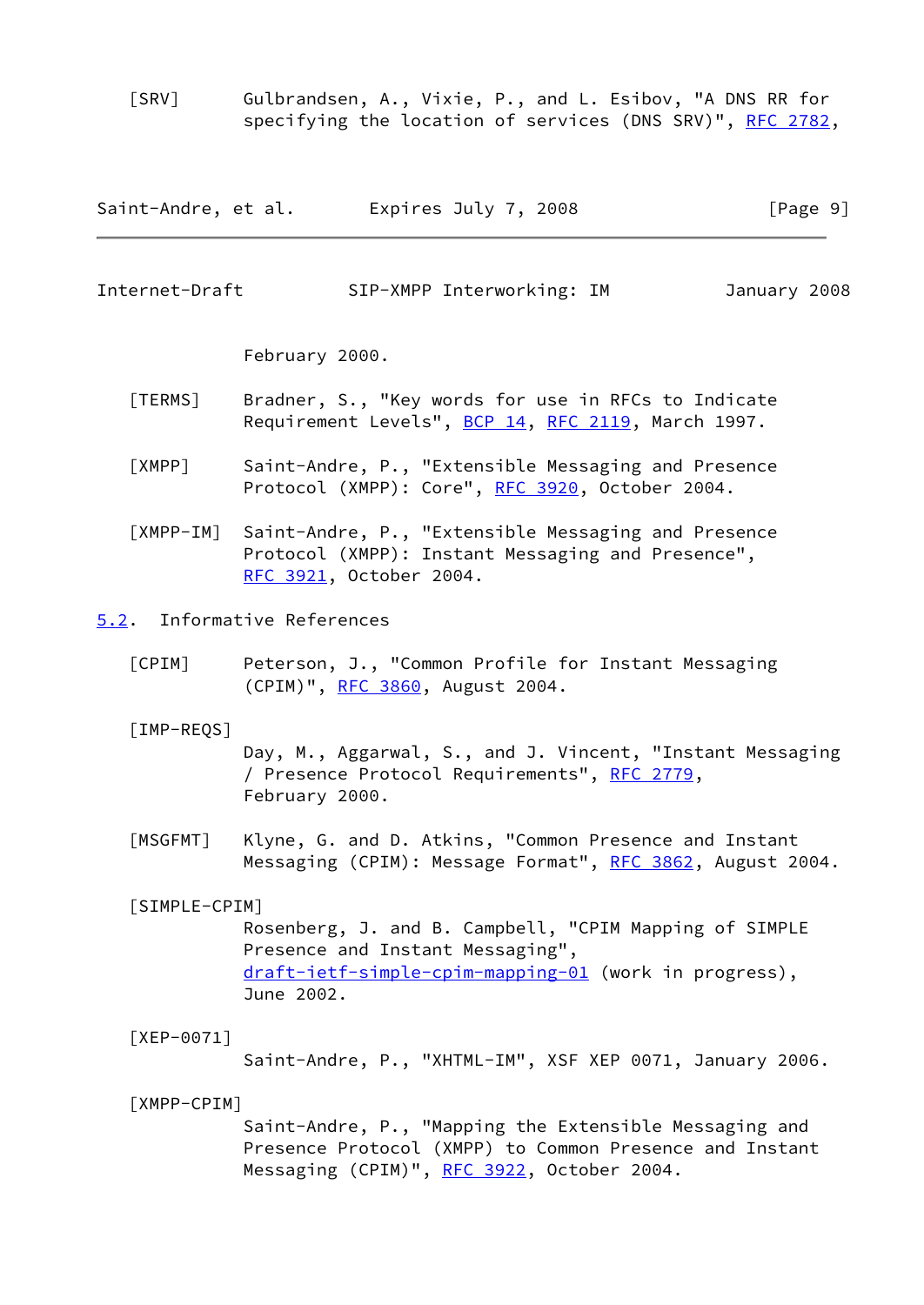[SRV] Gulbrandsen, A., Vixie, P., and L. Esibov, "A DNS RR for specifying the location of services (DNS SRV)", RFC 2782, February 2000.

[TERMS] Bradner, S., "Key words for use in RFCs to Indicate Requirement Levels", BCP 14, RFC 2119, March 1997.

[XMPP] Saint-Andre, P., "Extensible Messaging and Presence Protocol (XMPP): Core", RFC 3920, October 2004.

[XMPP-IM] Saint-Andre, P., "Extensible Messaging and Presence Protocol (XMPP): Instant Messaging and Presence", RFC 3921, October 2004.

### 5.2. Informative References

[CPIM] Peterson, J., "Common Profile for Instant Messaging (CPIM)", RFC 3860, August 2004.

[IMP-REQS] Day, M., Aggarwal, S., and J. Vincent, "Instant Messaging / Presence Protocol Requirements", RFC 2779, February 2000.

[MSGFMT] Klyne, G. and D. Atkins, "Common Presence and Instant Messaging (CPIM): Message Format", RFC 3862, August 2004.

[SIMPLE-CPIM] Rosenberg, J. and B. Campbell, "CPIM Mapping of SIMPLE Presence and Instant Messaging", draft-ietf-simple-cpim-mapping-01 (work in progress), June 2002.

[XEP-0071] Saint-Andre, P., "XHTML-IM", XSF XEP 0071, January 2006.

[XMPP-CPIM] Saint-Andre, P., "Mapping the Extensible Messaging and Presence Protocol (XMPP) to Common Presence and Instant Messaging (CPIM)", RFC 3922, October 2004.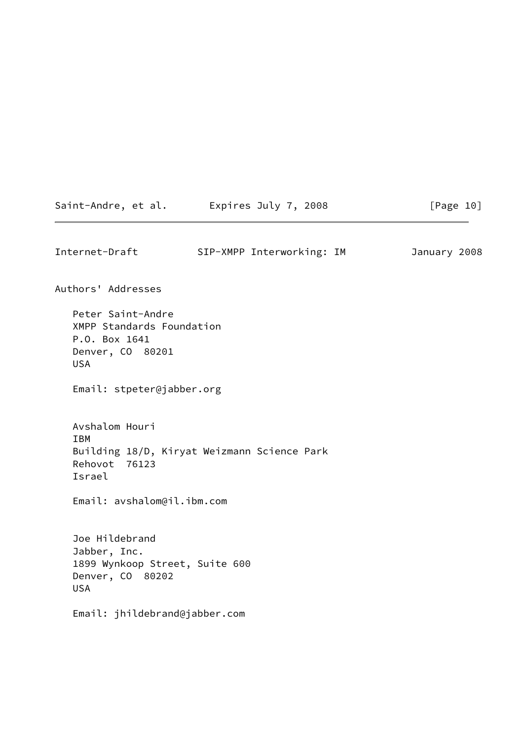## Authors' Addresses

Peter Saint-Andre
XMPP Standards Foundation
P.O. Box 1641
Denver, CO  80201
USA

Email: stpeter@jabber.org

Avshalom Houri
IBM
Building 18/D, Kiryat Weizmann Science Park
Rehovot  76123
Israel

Email: avshalom@il.ibm.com

Joe Hildebrand
Jabber, Inc.
1899 Wynkoop Street, Suite 600
Denver, CO  80202
USA

Email: jhildebrand@jabber.com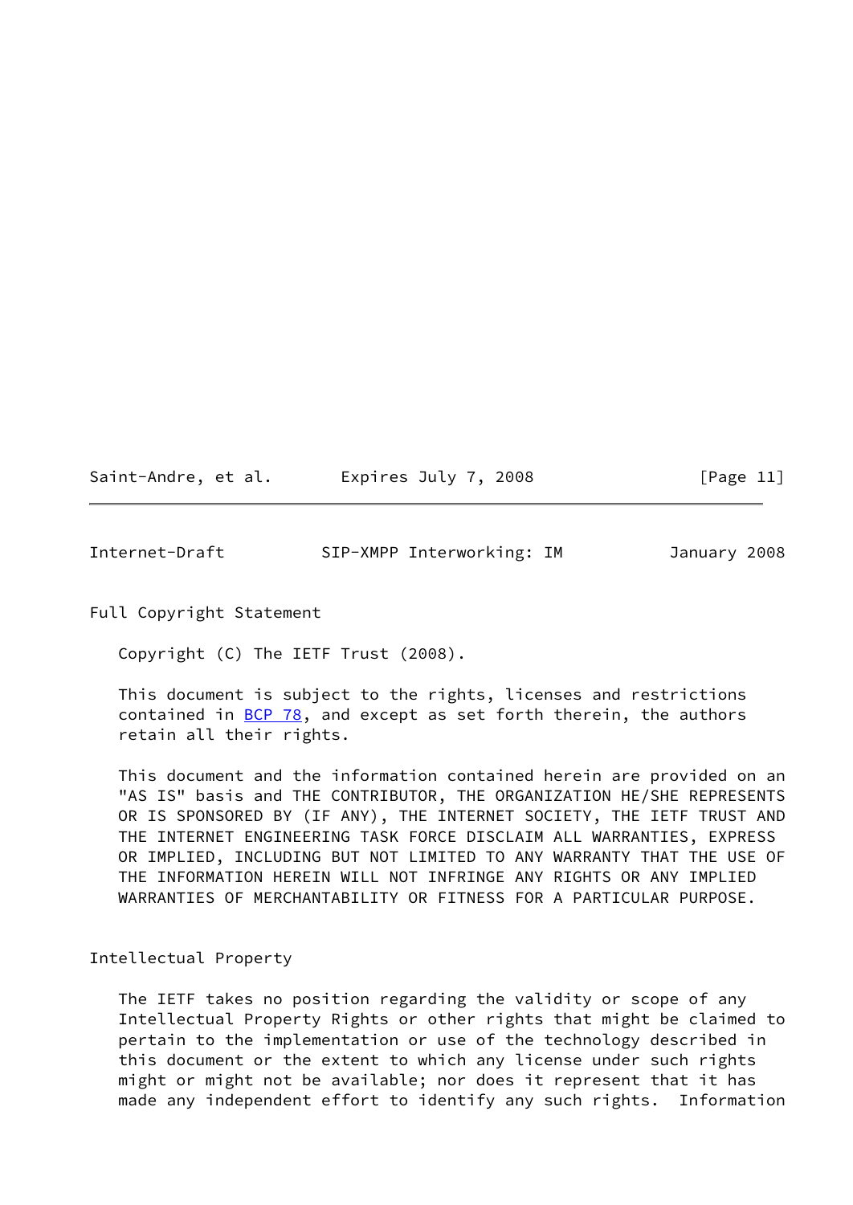## Full Copyright Statement

Copyright (C) The IETF Trust (2008).

This document is subject to the rights, licenses and restrictions contained in BCP 78, and except as set forth therein, the authors retain all their rights.

This document and the information contained herein are provided on an "AS IS" basis and THE CONTRIBUTOR, THE ORGANIZATION HE/SHE REPRESENTS OR IS SPONSORED BY (IF ANY), THE INTERNET SOCIETY, THE IETF TRUST AND THE INTERNET ENGINEERING TASK FORCE DISCLAIM ALL WARRANTIES, EXPRESS OR IMPLIED, INCLUDING BUT NOT LIMITED TO ANY WARRANTY THAT THE USE OF THE INFORMATION HEREIN WILL NOT INFRINGE ANY RIGHTS OR ANY IMPLIED WARRANTIES OF MERCHANTABILITY OR FITNESS FOR A PARTICULAR PURPOSE.

## Intellectual Property

The IETF takes no position regarding the validity or scope of any Intellectual Property Rights or other rights that might be claimed to pertain to the implementation or use of the technology described in this document or the extent to which any license under such rights might or might not be available; nor does it represent that it has made any independent effort to identify any such rights. Information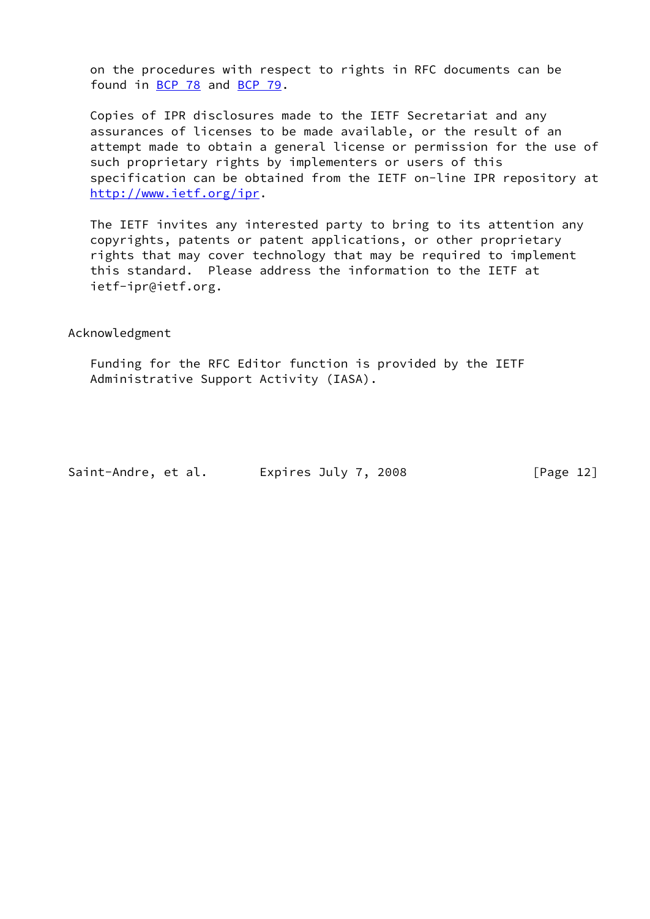on the procedures with respect to rights in RFC documents can be found in BCP 78 and BCP 79.

Copies of IPR disclosures made to the IETF Secretariat and any assurances of licenses to be made available, or the result of an attempt made to obtain a general license or permission for the use of such proprietary rights by implementers or users of this specification can be obtained from the IETF on-line IPR repository at http://www.ietf.org/ipr.

The IETF invites any interested party to bring to its attention any copyrights, patents or patent applications, or other proprietary rights that may cover technology that may be required to implement this standard. Please address the information to the IETF at ietf-ipr@ietf.org.

## Acknowledgment

Funding for the RFC Editor function is provided by the IETF Administrative Support Activity (IASA).